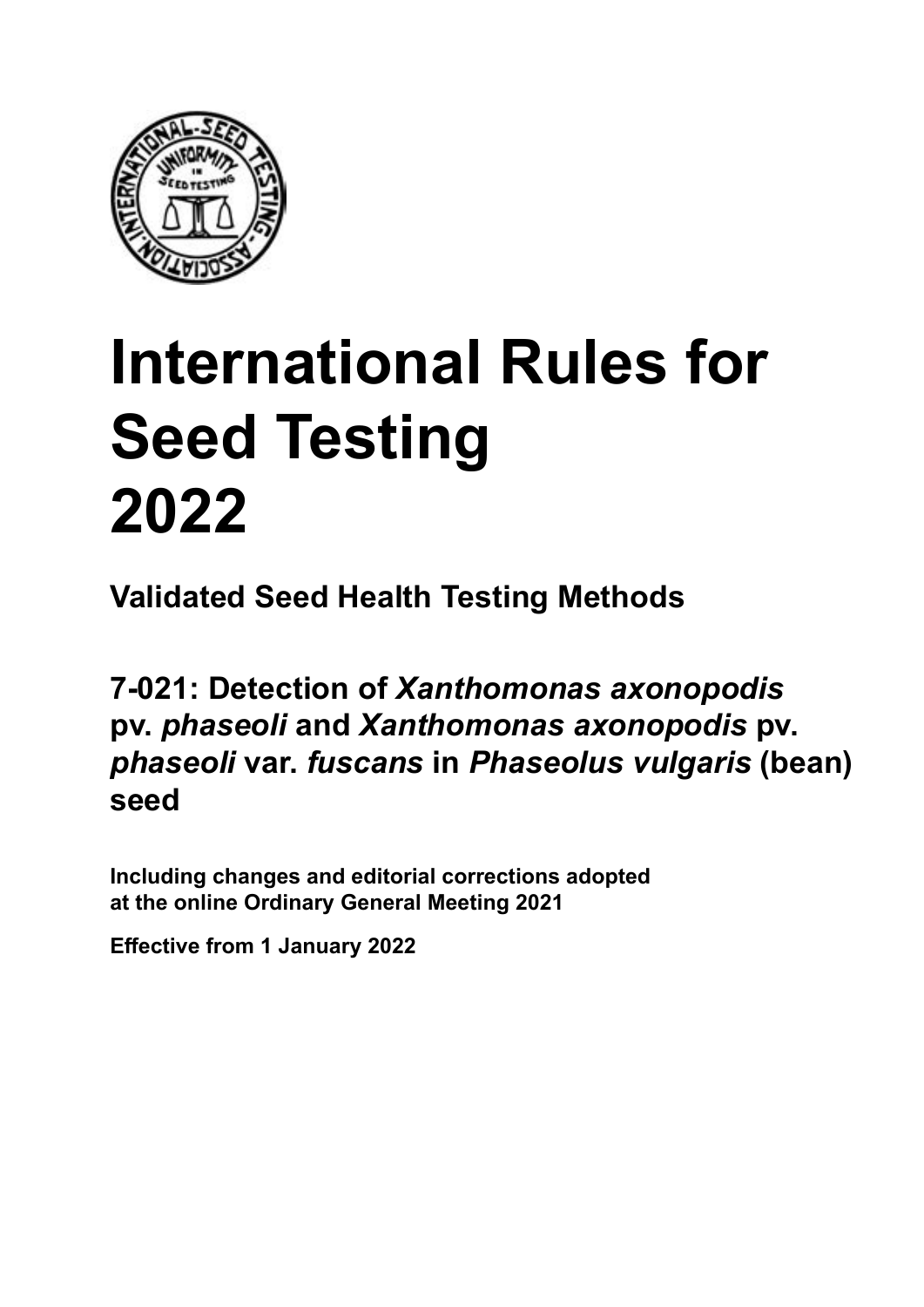# International Rules for Seed Testing 2022

## Validated Seed Health Testing Methods

## 7-021: Detection of *Xanthomonas axonopodis* pv. *phaseoli* and *Xanthomonas axonopodis* pv. *phaseoli* var. *fuscans* in *Phaseolus vulgaris* (bean) seed

**Including changes and editorial corrections adopted at the online Ordinary General Meeting 2021**

**Effective from 1 January 2022**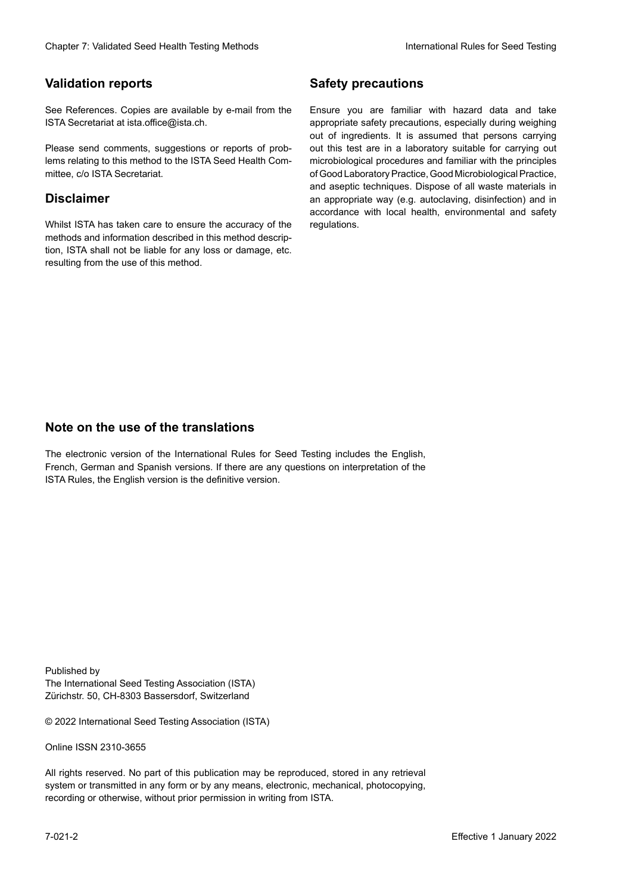## Validation reports

See References. Copies are available by e-mail from the ISTA Secretariat at ista.office@ista.ch.

Please send comments, suggestions or reports of problems relating to this method to the ISTA Seed Health Committee, c/o ISTA Secretariat.

## Disclaimer

Whilst ISTA has taken care to ensure the accuracy of the methods and information described in this method description, ISTA shall not be liable for any loss or damage, etc. resulting from the use of this method.

## Safety precautions

Ensure you are familiar with hazard data and take appropriate safety precautions, especially during weighing out of ingredients. It is assumed that persons carrying out this test are in a laboratory suitable for carrying out microbiological procedures and familiar with the principles of Good Laboratory Practice, Good Microbiological Practice, and aseptic techniques. Dispose of all waste materials in an appropriate way (e.g. autoclaving, disinfection) and in accordance with local health, environmental and safety regulations.

## Note on the use of the translations

The electronic version of the International Rules for Seed Testing includes the English, French, German and Spanish versions. If there are any questions on interpretation of the ISTA Rules, the English version is the definitive version.

Published by
The International Seed Testing Association (ISTA)
Zürichstr. 50, CH-8303 Bassersdorf, Switzerland

© 2022 International Seed Testing Association (ISTA)

Online ISSN 2310-3655

All rights reserved. No part of this publication may be reproduced, stored in any retrieval system or transmitted in any form or by any means, electronic, mechanical, photocopying, recording or otherwise, without prior permission in writing from ISTA.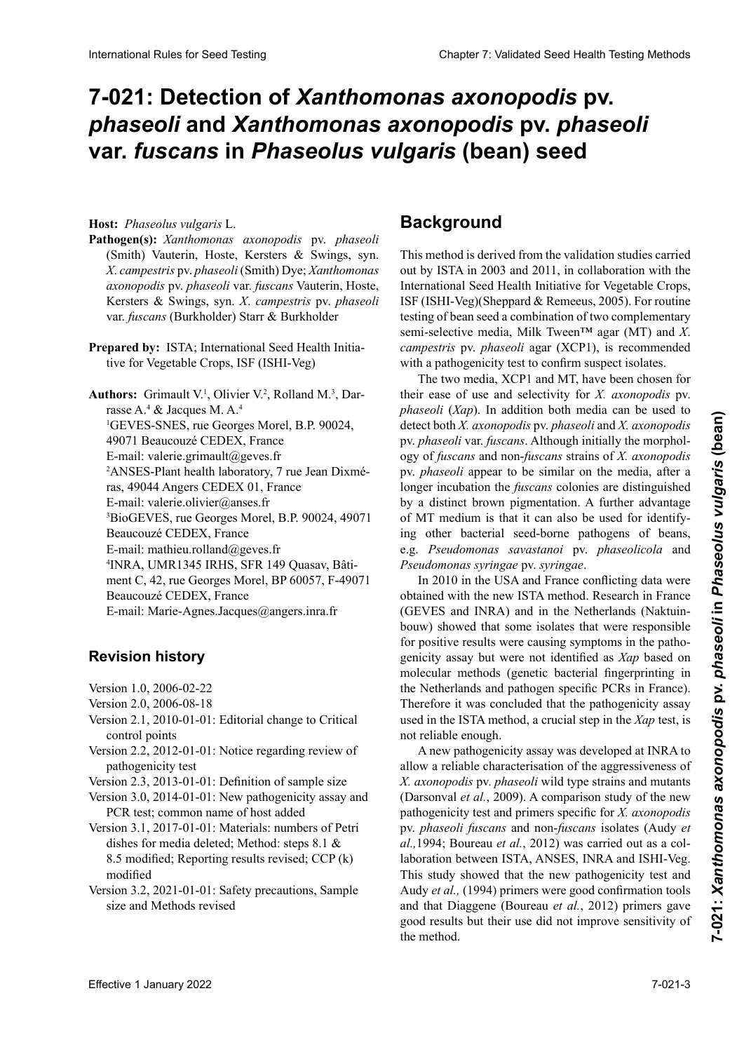# 7-021: Detection of *Xanthomonas axonopodis* pv. *phaseoli* and *Xanthomonas axonopodis* pv. *phaseoli* var. *fuscans* in *Phaseolus vulgaris* (bean) seed

**Host:** *Phaseolus vulgaris* L.

**Pathogen(s):** *Xanthomonas axonopodis* pv. *phaseoli* (Smith) Vauterin, Hoste, Kersters & Swings, syn. *X. campestris* pv. *phaseoli* (Smith) Dye; *Xanthomonas axonopodis* pv. *phaseoli* var. *fuscans* Vauterin, Hoste, Kersters & Swings, syn. *X. campestris* pv. *phaseoli* var. *fuscans* (Burkholder) Starr & Burkholder

**Prepared by:** ISTA; International Seed Health Initiative for Vegetable Crops, ISF (ISHI-Veg)

**Authors:** Grimault V.[1], Olivier V.[2], Rolland M.[3], Darrasse A.[4] & Jacques M. A.[4]

[1]GEVES-SNES, rue Georges Morel, B.P. 90024, 49071 Beaucouzé CEDEX, France
E-mail: valerie.grimault@geves.fr

[2]ANSES-Plant health laboratory, 7 rue Jean Dixméras, 49044 Angers CEDEX 01, France
E-mail: valerie.olivier@anses.fr

[3]BioGEVES, rue Georges Morel, B.P. 90024, 49071 Beaucouzé CEDEX, France
E-mail: mathieu.rolland@geves.fr

[4]INRA, UMR1345 IRHS, SFR 149 Quasav, Bâtiment C, 42, rue Georges Morel, BP 60057, F-49071 Beaucouzé CEDEX, France
E-mail: Marie-Agnes.Jacques@angers.inra.fr

## Revision history

- Version 1.0, 2006-02-22
- Version 2.0, 2006-08-18
- Version 2.1, 2010-01-01: Editorial change to Critical control points
- Version 2.2, 2012-01-01: Notice regarding review of pathogenicity test
- Version 2.3, 2013-01-01: Definition of sample size
- Version 3.0, 2014-01-01: New pathogenicity assay and PCR test; common name of host added
- Version 3.1, 2017-01-01: Materials: numbers of Petri dishes for media deleted; Method: steps 8.1 & 8.5 modified; Reporting results revised; CCP (k) modified
- Version 3.2, 2021-01-01: Safety precautions, Sample size and Methods revised

## Background

This method is derived from the validation studies carried out by ISTA in 2003 and 2011, in collaboration with the International Seed Health Initiative for Vegetable Crops, ISF (ISHI-Veg)(Sheppard & Remeeus, 2005). For routine testing of bean seed a combination of two complementary semi-selective media, Milk Tween™ agar (MT) and *X. campestris* pv. *phaseoli* agar (XCP1), is recommended with a pathogenicity test to confirm suspect isolates.

The two media, XCP1 and MT, have been chosen for their ease of use and selectivity for *X. axonopodis* pv. *phaseoli* (*Xap*). In addition both media can be used to detect both *X. axonopodis* pv. *phaseoli* and *X. axonopodis* pv. *phaseoli* var. *fuscans*. Although initially the morphology of *fuscans* and non-*fuscans* strains of *X. axonopodis* pv. *phaseoli* appear to be similar on the media, after a longer incubation the *fuscans* colonies are distinguished by a distinct brown pigmentation. A further advantage of MT medium is that it can also be used for identifying other bacterial seed-borne pathogens of beans, e.g. *Pseudomonas savastanoi* pv. *phaseolicola* and *Pseudomonas syringae* pv. *syringae*.

In 2010 in the USA and France conflicting data were obtained with the new ISTA method. Research in France (GEVES and INRA) and in the Netherlands (Naktuinbouw) showed that some isolates that were responsible for positive results were causing symptoms in the pathogenicity assay but were not identified as *Xap* based on molecular methods (genetic bacterial fingerprinting in the Netherlands and pathogen specific PCRs in France). Therefore it was concluded that the pathogenicity assay used in the ISTA method, a crucial step in the *Xap* test, is not reliable enough.

A new pathogenicity assay was developed at INRA to allow a reliable characterisation of the aggressiveness of *X. axonopodis* pv. *phaseoli* wild type strains and mutants (Darsonval *et al.*, 2009). A comparison study of the new pathogenicity test and primers specific for *X. axonopodis* pv. *phaseoli fuscans* and non-*fuscans* isolates (Audy *et al.,*1994; Boureau *et al.*, 2012) was carried out as a collaboration between ISTA, ANSES, INRA and ISHI-Veg. This study showed that the new pathogenicity test and Audy *et al.,* (1994) primers were good confirmation tools and that Diaggene (Boureau *et al.*, 2012) primers gave good results but their use did not improve sensitivity of the method.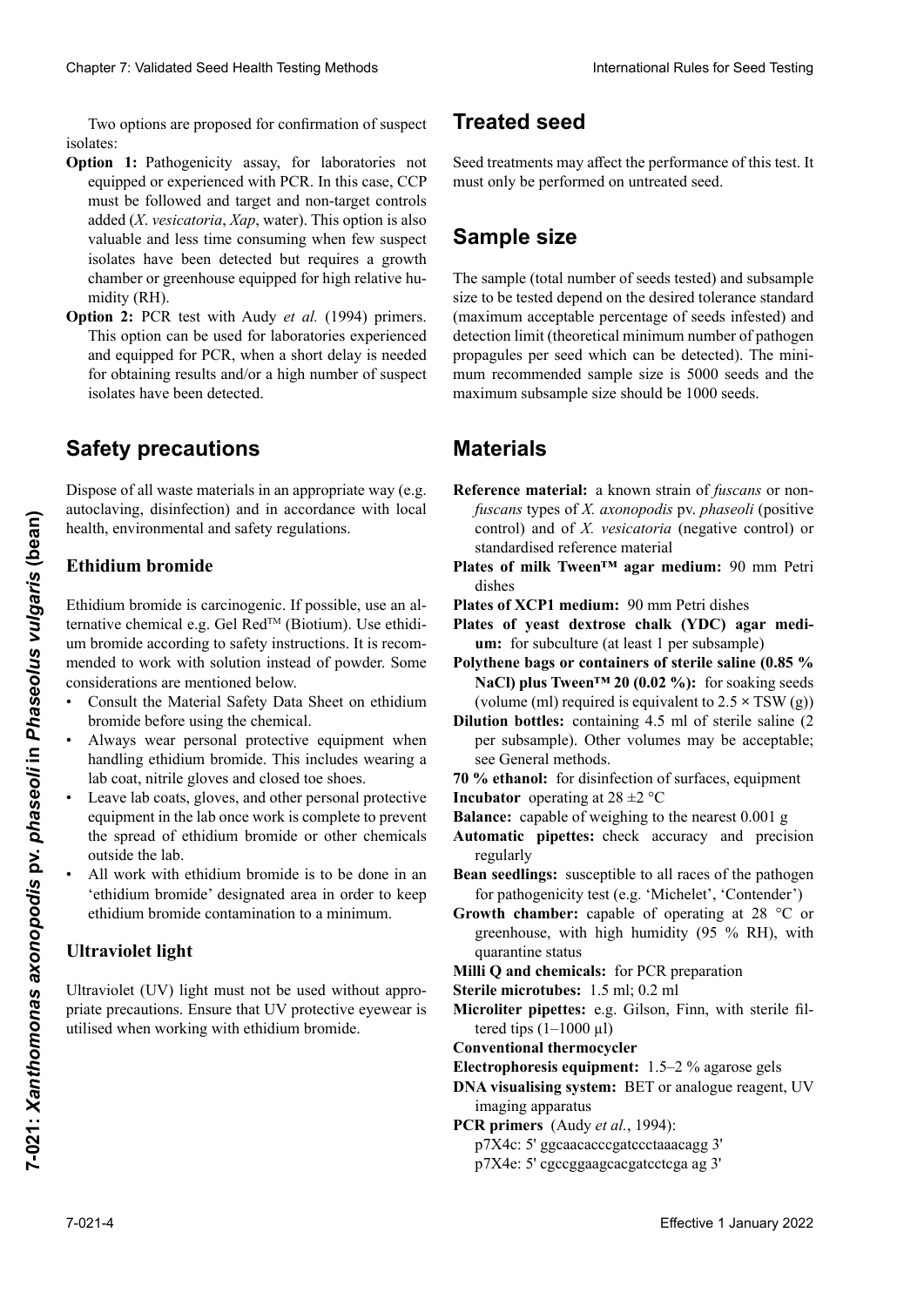Two options are proposed for confirmation of suspect isolates:

**Option 1:** Pathogenicity assay, for laboratories not equipped or experienced with PCR. In this case, CCP must be followed and target and non-target controls added (*X. vesicatoria*, *Xap*, water). This option is also valuable and less time consuming when few suspect isolates have been detected but requires a growth chamber or greenhouse equipped for high relative humidity (RH).

**Option 2:** PCR test with Audy *et al.* (1994) primers. This option can be used for laboratories experienced and equipped for PCR, when a short delay is needed for obtaining results and/or a high number of suspect isolates have been detected.

## Safety precautions

Dispose of all waste materials in an appropriate way (e.g. autoclaving, disinfection) and in accordance with local health, environmental and safety regulations.

### Ethidium bromide

Ethidium bromide is carcinogenic. If possible, use an alternative chemical e.g. Gel Red™ (Biotium). Use ethidium bromide according to safety instructions. It is recommended to work with solution instead of powder. Some considerations are mentioned below.

- Consult the Material Safety Data Sheet on ethidium bromide before using the chemical.
- Always wear personal protective equipment when handling ethidium bromide. This includes wearing a lab coat, nitrile gloves and closed toe shoes.
- Leave lab coats, gloves, and other personal protective equipment in the lab once work is complete to prevent the spread of ethidium bromide or other chemicals outside the lab.
- All work with ethidium bromide is to be done in an 'ethidium bromide' designated area in order to keep ethidium bromide contamination to a minimum.

### Ultraviolet light

Ultraviolet (UV) light must not be used without appropriate precautions. Ensure that UV protective eyewear is utilised when working with ethidium bromide.

## Treated seed

Seed treatments may affect the performance of this test. It must only be performed on untreated seed.

## Sample size

The sample (total number of seeds tested) and subsample size to be tested depend on the desired tolerance standard (maximum acceptable percentage of seeds infested) and detection limit (theoretical minimum number of pathogen propagules per seed which can be detected). The minimum recommended sample size is 5000 seeds and the maximum subsample size should be 1000 seeds.

## Materials

**Reference material:** a known strain of *fuscans* or non-*fuscans* types of *X. axonopodis* pv. *phaseoli* (positive control) and of *X. vesicatoria* (negative control) or standardised reference material

**Plates of milk Tween™ agar medium:** 90 mm Petri dishes

**Plates of XCP1 medium:** 90 mm Petri dishes

**Plates of yeast dextrose chalk (YDC) agar medium:** for subculture (at least 1 per subsample)

**Polythene bags or containers of sterile saline (0.85 % NaCl) plus Tween™ 20 (0.02 %):** for soaking seeds (volume (ml) required is equivalent to 2.5 × TSW (g))

**Dilution bottles:** containing 4.5 ml of sterile saline (2 per subsample). Other volumes may be acceptable; see General methods.

**70 % ethanol:** for disinfection of surfaces, equipment

**Incubator** operating at 28 ±2 °C

**Balance:** capable of weighing to the nearest 0.001 g

**Automatic pipettes:** check accuracy and precision regularly

**Bean seedlings:** susceptible to all races of the pathogen for pathogenicity test (e.g. 'Michelet', 'Contender')

**Growth chamber:** capable of operating at 28 °C or greenhouse, with high humidity (95 % RH), with quarantine status

**Milli Q and chemicals:** for PCR preparation

**Sterile microtubes:** 1.5 ml; 0.2 ml

**Microliter pipettes:** e.g. Gilson, Finn, with sterile filtered tips (1–1000 µl)

**Conventional thermocycler**

**Electrophoresis equipment:** 1.5–2 % agarose gels

**DNA visualising system:** BET or analogue reagent, UV imaging apparatus

**PCR primers** (Audy *et al.*, 1994):
p7X4c: 5' ggcaacacccgatccctaaacagg 3'
p7X4e: 5' cgccggaagcacgatcctcga ag 3'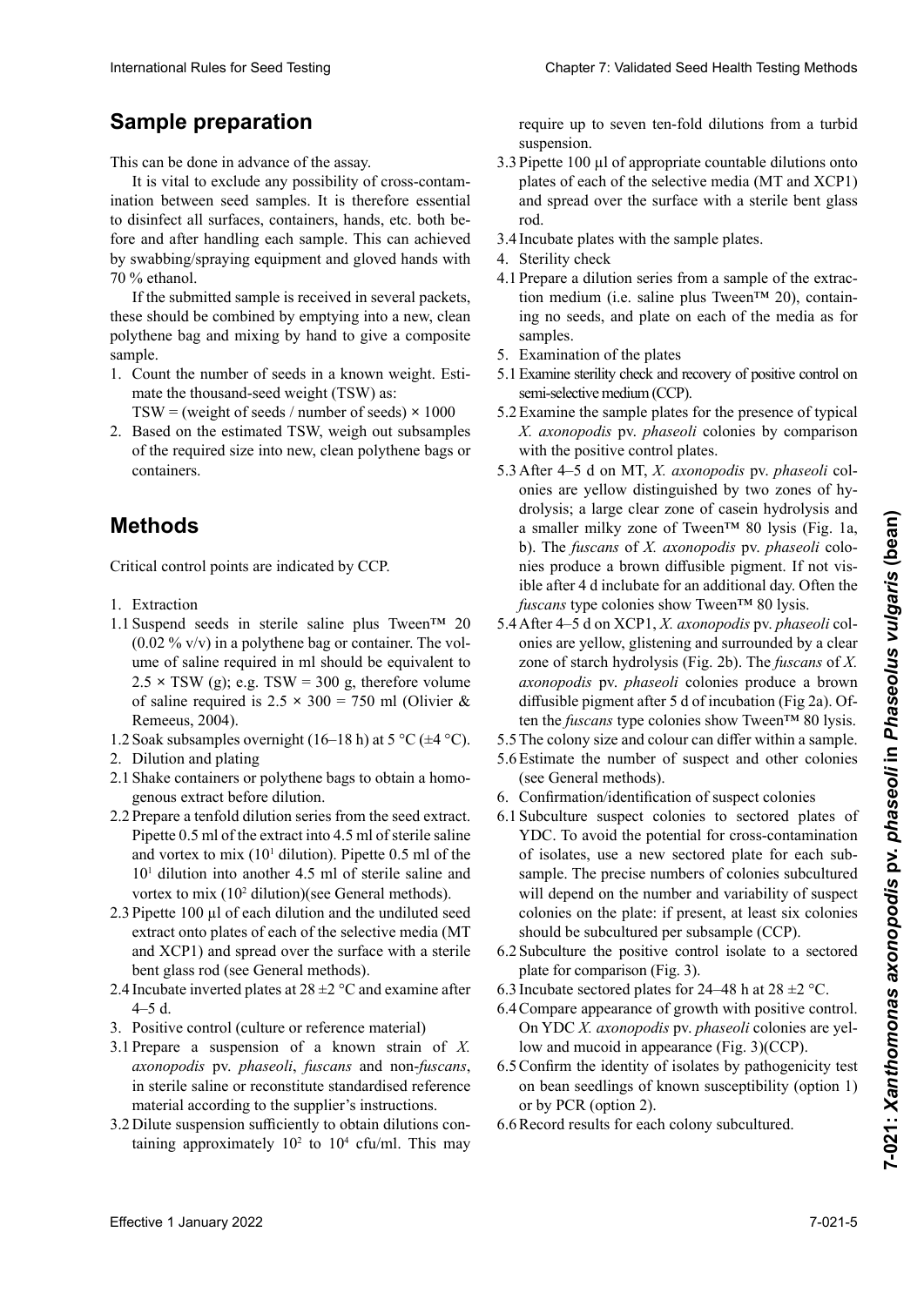## Sample preparation

This can be done in advance of the assay.

It is vital to exclude any possibility of cross-contamination between seed samples. It is therefore essential to disinfect all surfaces, containers, hands, etc. both before and after handling each sample. This can achieved by swabbing/spraying equipment and gloved hands with 70 % ethanol.

If the submitted sample is received in several packets, these should be combined by emptying into a new, clean polythene bag and mixing by hand to give a composite sample.

1. Count the number of seeds in a known weight. Estimate the thousand-seed weight (TSW) as:
   TSW = (weight of seeds / number of seeds) × 1000
2. Based on the estimated TSW, weigh out subsamples of the required size into new, clean polythene bags or containers.

## Methods

Critical control points are indicated by CCP.

1. Extraction
1.1 Suspend seeds in sterile saline plus Tween™ 20 (0.02 % v/v) in a polythene bag or container. The volume of saline required in ml should be equivalent to 2.5 × TSW (g); e.g. TSW = 300 g, therefore volume of saline required is 2.5 × 300 = 750 ml (Olivier & Remeeus, 2004).
1.2 Soak subsamples overnight (16–18 h) at 5 °C (±4 °C).
2. Dilution and plating
2.1 Shake containers or polythene bags to obtain a homogenous extract before dilution.
2.2 Prepare a tenfold dilution series from the seed extract. Pipette 0.5 ml of the extract into 4.5 ml of sterile saline and vortex to mix ($10^1$ dilution). Pipette 0.5 ml of the $10^1$ dilution into another 4.5 ml of sterile saline and vortex to mix ($10^2$ dilution)(see General methods).
2.3 Pipette 100 µl of each dilution and the undiluted seed extract onto plates of each of the selective media (MT and XCP1) and spread over the surface with a sterile bent glass rod (see General methods).
2.4 Incubate inverted plates at 28 ±2 °C and examine after 4–5 d.
3. Positive control (culture or reference material)
3.1 Prepare a suspension of a known strain of *X. axonopodis* pv. *phaseoli*, *fuscans* and non-*fuscans*, in sterile saline or reconstitute standardised reference material according to the supplier's instructions.
3.2 Dilute suspension sufficiently to obtain dilutions containing approximately $10^2$ to $10^4$ cfu/ml. This may require up to seven ten-fold dilutions from a turbid suspension.
3.3 Pipette 100 µl of appropriate countable dilutions onto plates of each of the selective media (MT and XCP1) and spread over the surface with a sterile bent glass rod.
3.4 Incubate plates with the sample plates.
4. Sterility check
4.1 Prepare a dilution series from a sample of the extraction medium (i.e. saline plus Tween™ 20), containing no seeds, and plate on each of the media as for samples.
5. Examination of the plates
5.1 Examine sterility check and recovery of positive control on semi-selective medium (CCP).
5.2 Examine the sample plates for the presence of typical *X. axonopodis* pv. *phaseoli* colonies by comparison with the positive control plates.
5.3 After 4–5 d on MT, *X. axonopodis* pv. *phaseoli* colonies are yellow distinguished by two zones of hydrolysis; a large clear zone of casein hydrolysis and a smaller milky zone of Tween™ 80 lysis (Fig. 1a, b). The *fuscans* of *X. axonopodis* pv. *phaseoli* colonies produce a brown diffusible pigment. If not visible after 4 d incubate for an additional day. Often the *fuscans* type colonies show Tween™ 80 lysis.
5.4 After 4–5 d on XCP1, *X. axonopodis* pv. *phaseoli* colonies are yellow, glistening and surrounded by a clear zone of starch hydrolysis (Fig. 2b). The *fuscans* of *X. axonopodis* pv. *phaseoli* colonies produce a brown diffusible pigment after 5 d of incubation (Fig 2a). Often the *fuscans* type colonies show Tween™ 80 lysis.
5.5 The colony size and colour can differ within a sample.
5.6 Estimate the number of suspect and other colonies (see General methods).
6. Confirmation/identification of suspect colonies
6.1 Subculture suspect colonies to sectored plates of YDC. To avoid the potential for cross-contamination of isolates, use a new sectored plate for each subsample. The precise numbers of colonies subcultured will depend on the number and variability of suspect colonies on the plate: if present, at least six colonies should be subcultured per subsample (CCP).
6.2 Subculture the positive control isolate to a sectored plate for comparison (Fig. 3).
6.3 Incubate sectored plates for 24–48 h at 28 ±2 °C.
6.4 Compare appearance of growth with positive control. On YDC *X. axonopodis* pv. *phaseoli* colonies are yellow and mucoid in appearance (Fig. 3)(CCP).
6.5 Confirm the identity of isolates by pathogenicity test on bean seedlings of known susceptibility (option 1) or by PCR (option 2).
6.6 Record results for each colony subcultured.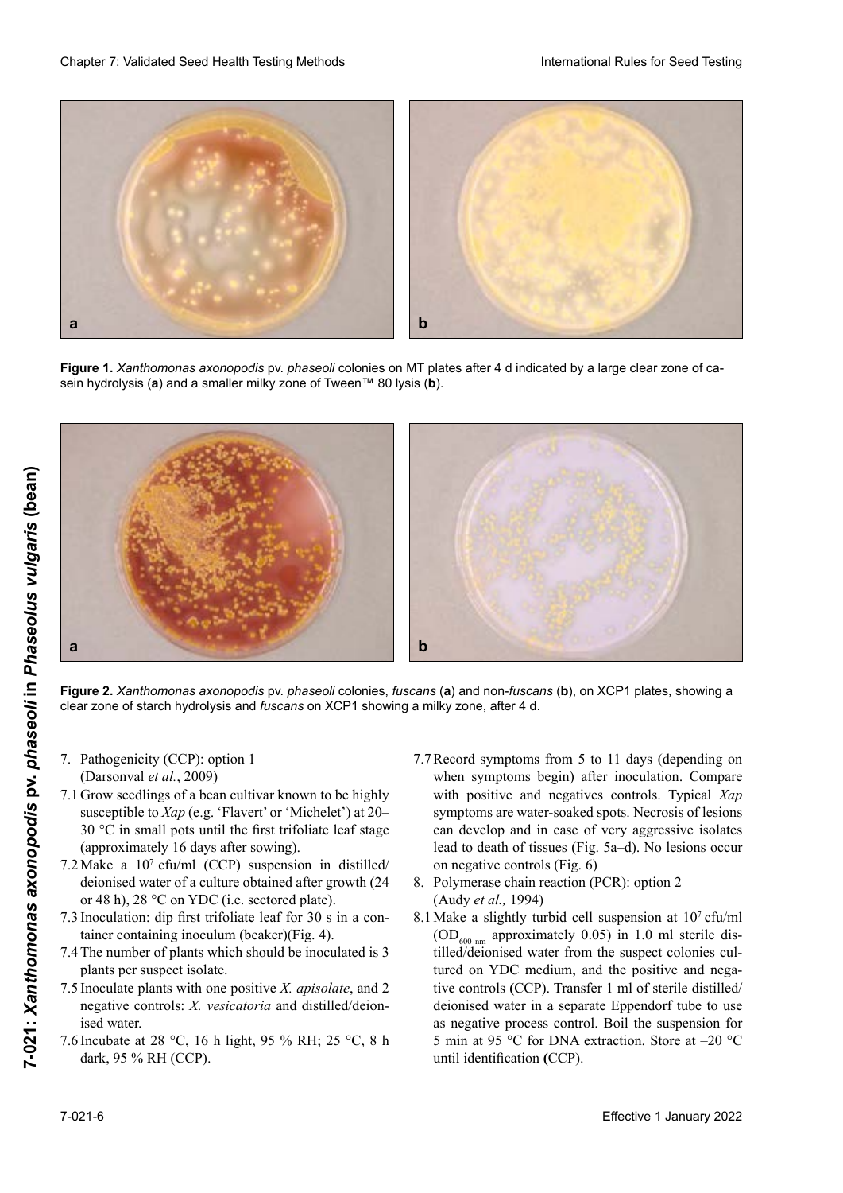**Figure 1.** *Xanthomonas axonopodis* pv. *phaseoli* colonies on MT plates after 4 d indicated by a large clear zone of casein hydrolysis (**a**) and a smaller milky zone of Tween™ 80 lysis (**b**).

**Figure 2.** *Xanthomonas axonopodis* pv. *phaseoli* colonies, *fuscans* (**a**) and non-*fuscans* (**b**), on XCP1 plates, showing a clear zone of starch hydrolysis and *fuscans* on XCP1 showing a milky zone, after 4 d.

7. Pathogenicity (CCP): option 1 (Darsonval *et al.*, 2009)

7.1 Grow seedlings of a bean cultivar known to be highly susceptible to *Xap* (e.g. 'Flavert' or 'Michelet') at 20–30 °C in small pots until the first trifoliate leaf stage (approximately 16 days after sowing).

7.2 Make a $10^7$ cfu/ml (CCP) suspension in distilled/deionised water of a culture obtained after growth (24 or 48 h), 28 °C on YDC (i.e. sectored plate).

7.3 Inoculation: dip first trifoliate leaf for 30 s in a container containing inoculum (beaker)(Fig. 4).

7.4 The number of plants which should be inoculated is 3 plants per suspect isolate.

7.5 Inoculate plants with one positive *X. apisolate*, and 2 negative controls: *X. vesicatoria* and distilled/deionised water.

7.6 Incubate at 28 °C, 16 h light, 95 % RH; 25 °C, 8 h dark, 95 % RH (CCP).

7.7 Record symptoms from 5 to 11 days (depending on when symptoms begin) after inoculation. Compare with positive and negatives controls. Typical *Xap* symptoms are water-soaked spots. Necrosis of lesions can develop and in case of very aggressive isolates lead to death of tissues (Fig. 5a–d). No lesions occur on negative controls (Fig. 6)

8. Polymerase chain reaction (PCR): option 2 (Audy *et al.,* 1994)

8.1 Make a slightly turbid cell suspension at $10^7$ cfu/ml ($OD_{600\ nm}$ approximately 0.05) in 1.0 ml sterile distilled/deionised water from the suspect colonies cultured on YDC medium, and the positive and negative controls **(**CCP). Transfer 1 ml of sterile distilled/deionised water in a separate Eppendorf tube to use as negative process control. Boil the suspension for 5 min at 95 °C for DNA extraction. Store at –20 °C until identification **(**CCP).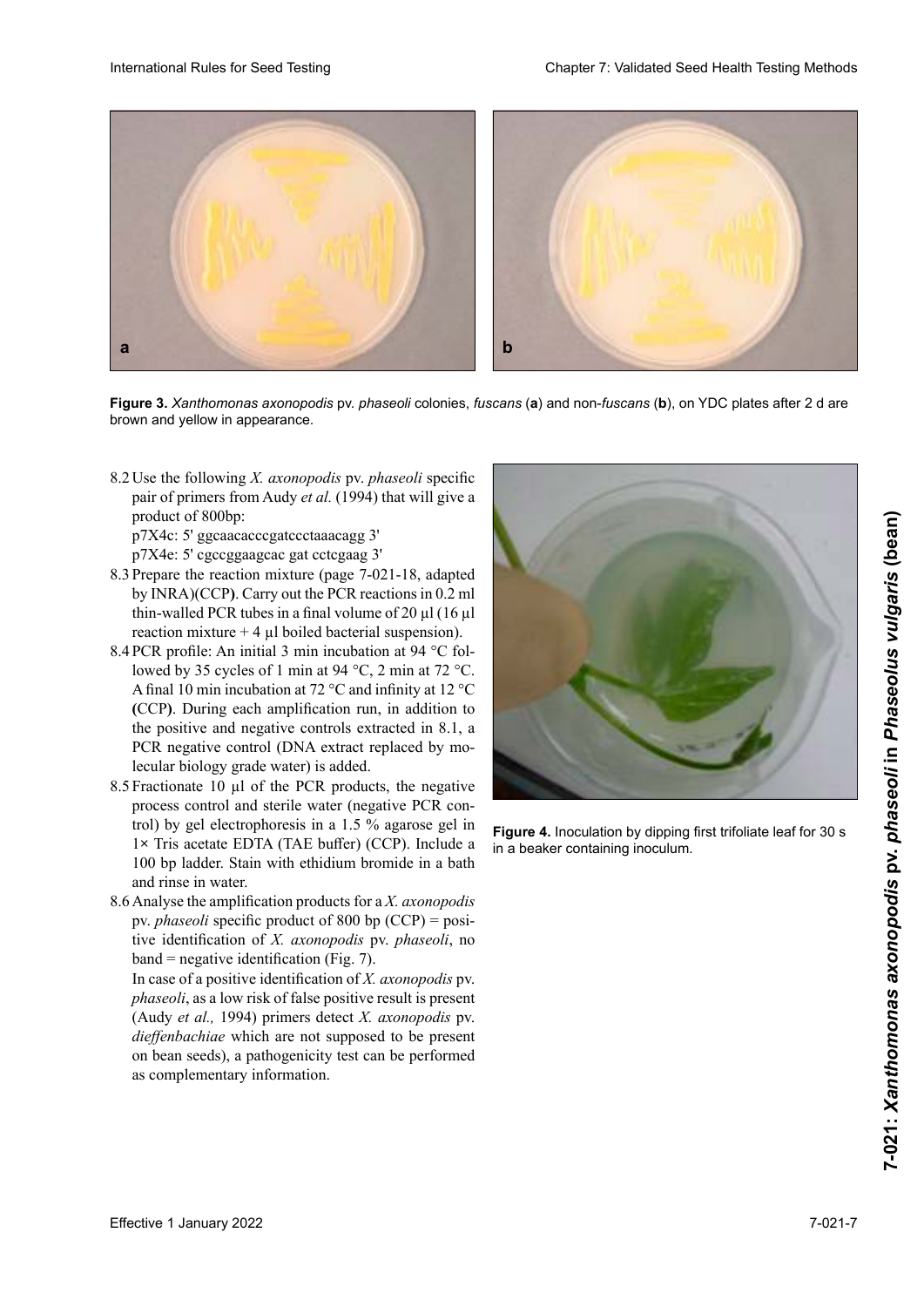**Figure 3.** *Xanthomonas axonopodis* pv. *phaseoli* colonies, *fuscans* (**a**) and non-*fuscans* (**b**), on YDC plates after 2 d are brown and yellow in appearance.

8.2 Use the following *X. axonopodis* pv. *phaseoli* specific pair of primers from Audy *et al.* (1994) that will give a product of 800bp:

p7X4c: 5' ggcaacacccgatccctaaacagg 3'

p7X4e: 5' cgccggaagcac gat cctcgaag 3'

8.3 Prepare the reaction mixture (page 7-021-18, adapted by INRA)(CCP**)**. Carry out the PCR reactions in 0.2 ml thin-walled PCR tubes in a final volume of 20 µl (16 µl reaction mixture + 4 µl boiled bacterial suspension).

8.4 PCR profile: An initial 3 min incubation at 94 °C followed by 35 cycles of 1 min at 94 °C, 2 min at 72 °C. A final 10 min incubation at 72 °C and infinity at 12 °C **(**CCP**)**. During each amplification run, in addition to the positive and negative controls extracted in 8.1, a PCR negative control (DNA extract replaced by molecular biology grade water) is added.

8.5 Fractionate 10 µl of the PCR products, the negative process control and sterile water (negative PCR control) by gel electrophoresis in a 1.5 % agarose gel in 1× Tris acetate EDTA (TAE buffer) (CCP). Include a 100 bp ladder. Stain with ethidium bromide in a bath and rinse in water.

8.6 Analyse the amplification products for a *X. axonopodis* pv. *phaseoli* specific product of 800 bp (CCP) = positive identification of *X. axonopodis* pv. *phaseoli*, no band = negative identification (Fig. 7).

In case of a positive identification of *X. axonopodis* pv. *phaseoli*, as a low risk of false positive result is present (Audy *et al.,* 1994) primers detect *X. axonopodis* pv. *dieffenbachiae* which are not supposed to be present on bean seeds), a pathogenicity test can be performed as complementary information.

**Figure 4.** Inoculation by dipping first trifoliate leaf for 30 s in a beaker containing inoculum.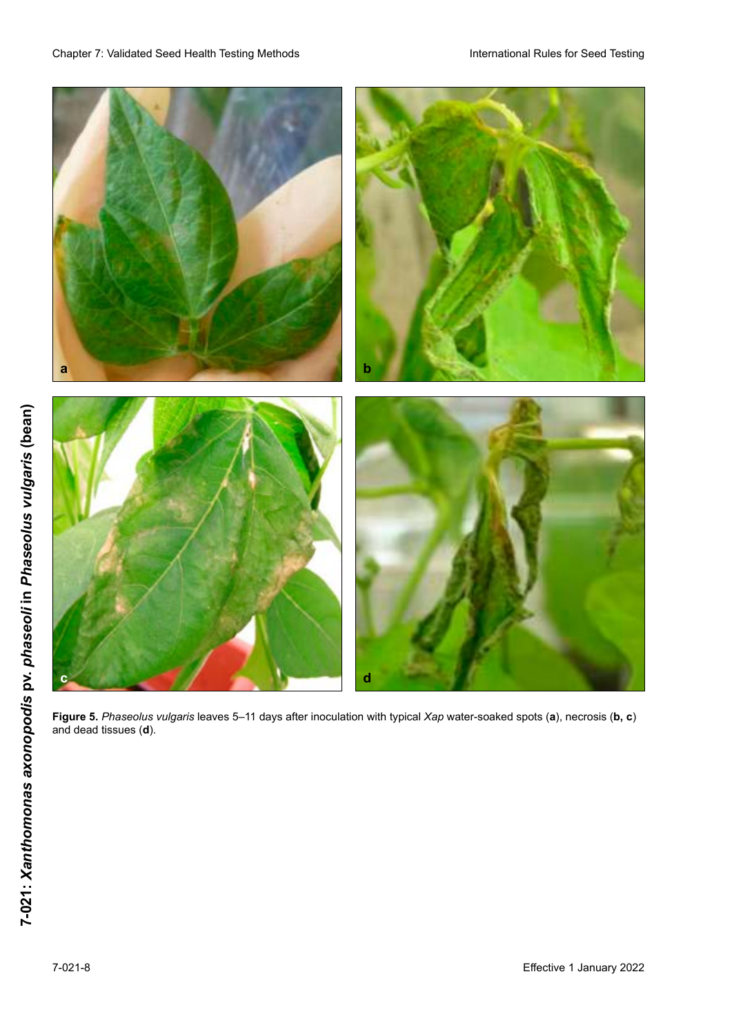**Figure 5.** *Phaseolus vulgaris* leaves 5–11 days after inoculation with typical *Xap* water-soaked spots (**a**), necrosis (**b, c**) and dead tissues (**d**).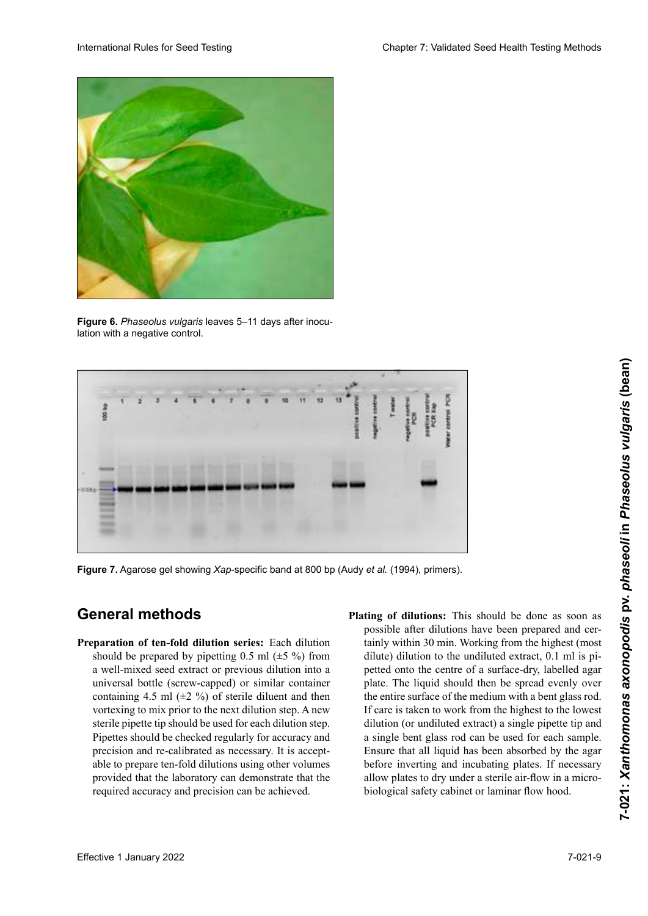**Figure 6.** *Phaseolus vulgaris* leaves 5–11 days after inoculation with a negative control.

**Figure 7.** Agarose gel showing *Xap*-specific band at 800 bp (Audy *et al.* (1994), primers).

## General methods

**Preparation of ten-fold dilution series:** Each dilution should be prepared by pipetting 0.5 ml (±5 %) from a well-mixed seed extract or previous dilution into a universal bottle (screw-capped) or similar container containing 4.5 ml (±2 %) of sterile diluent and then vortexing to mix prior to the next dilution step. A new sterile pipette tip should be used for each dilution step. Pipettes should be checked regularly for accuracy and precision and re-calibrated as necessary. It is acceptable to prepare ten-fold dilutions using other volumes provided that the laboratory can demonstrate that the required accuracy and precision can be achieved.

**Plating of dilutions:** This should be done as soon as possible after dilutions have been prepared and certainly within 30 min. Working from the highest (most dilute) dilution to the undiluted extract, 0.1 ml is pipetted onto the centre of a surface-dry, labelled agar plate. The liquid should then be spread evenly over the entire surface of the medium with a bent glass rod. If care is taken to work from the highest to the lowest dilution (or undiluted extract) a single pipette tip and a single bent glass rod can be used for each sample. Ensure that all liquid has been absorbed by the agar before inverting and incubating plates. If necessary allow plates to dry under a sterile air-flow in a microbiological safety cabinet or laminar flow hood.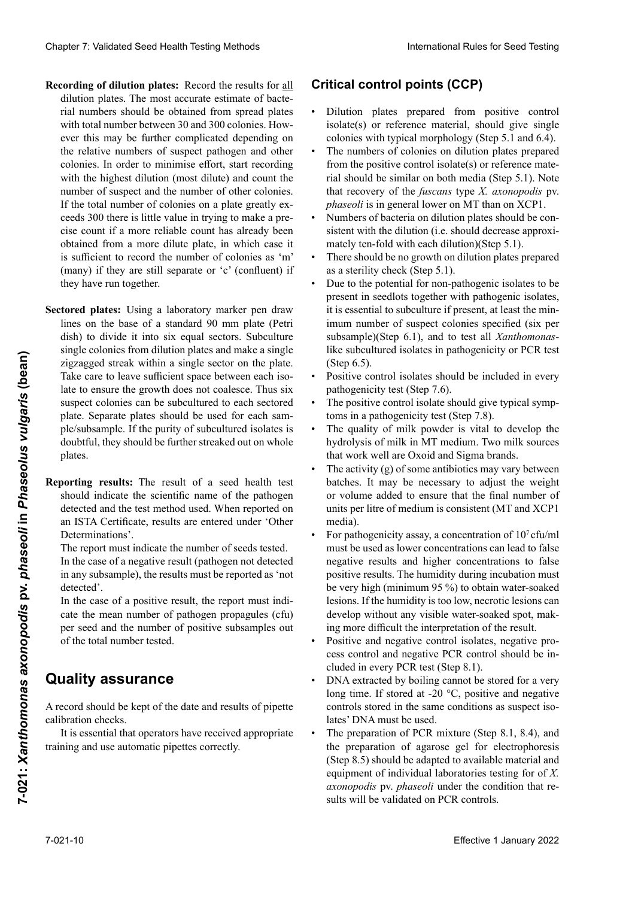**Recording of dilution plates:** Record the results for <u>all</u> dilution plates. The most accurate estimate of bacterial numbers should be obtained from spread plates with total number between 30 and 300 colonies. However this may be further complicated depending on the relative numbers of suspect pathogen and other colonies. In order to minimise effort, start recording with the highest dilution (most dilute) and count the number of suspect and the number of other colonies. If the total number of colonies on a plate greatly exceeds 300 there is little value in trying to make a precise count if a more reliable count has already been obtained from a more dilute plate, in which case it is sufficient to record the number of colonies as 'm' (many) if they are still separate or 'c' (confluent) if they have run together.

**Sectored plates:** Using a laboratory marker pen draw lines on the base of a standard 90 mm plate (Petri dish) to divide it into six equal sectors. Subculture single colonies from dilution plates and make a single zigzagged streak within a single sector on the plate. Take care to leave sufficient space between each isolate to ensure the growth does not coalesce. Thus six suspect colonies can be subcultured to each sectored plate. Separate plates should be used for each sample/subsample. If the purity of subcultured isolates is doubtful, they should be further streaked out on whole plates.

**Reporting results:** The result of a seed health test should indicate the scientific name of the pathogen detected and the test method used. When reported on an ISTA Certificate, results are entered under 'Other Determinations'.

The report must indicate the number of seeds tested.

In the case of a negative result (pathogen not detected in any subsample), the results must be reported as 'not detected'.

In the case of a positive result, the report must indicate the mean number of pathogen propagules (cfu) per seed and the number of positive subsamples out of the total number tested.

## Quality assurance

A record should be kept of the date and results of pipette calibration checks.

It is essential that operators have received appropriate training and use automatic pipettes correctly.

## Critical control points (CCP)

- Dilution plates prepared from positive control isolate(s) or reference material, should give single colonies with typical morphology (Step 5.1 and 6.4).
- The numbers of colonies on dilution plates prepared from the positive control isolate(s) or reference material should be similar on both media (Step 5.1). Note that recovery of the *fuscans* type *X. axonopodis* pv. *phaseoli* is in general lower on MT than on XCP1.
- Numbers of bacteria on dilution plates should be consistent with the dilution (i.e. should decrease approximately ten-fold with each dilution)(Step 5.1).
- There should be no growth on dilution plates prepared as a sterility check (Step 5.1).
- Due to the potential for non-pathogenic isolates to be present in seedlots together with pathogenic isolates, it is essential to subculture if present, at least the minimum number of suspect colonies specified (six per subsample)(Step 6.1), and to test all *Xanthomonas*-like subcultured isolates in pathogenicity or PCR test (Step 6.5).
- Positive control isolates should be included in every pathogenicity test (Step 7.6).
- The positive control isolate should give typical symptoms in a pathogenicity test (Step 7.8).
- The quality of milk powder is vital to develop the hydrolysis of milk in MT medium. Two milk sources that work well are Oxoid and Sigma brands.
- The activity (g) of some antibiotics may vary between batches. It may be necessary to adjust the weight or volume added to ensure that the final number of units per litre of medium is consistent (MT and XCP1 media).
- For pathogenicity assay, a concentration of $10^7$ cfu/ml must be used as lower concentrations can lead to false negative results and higher concentrations to false positive results. The humidity during incubation must be very high (minimum 95 %) to obtain water-soaked lesions. If the humidity is too low, necrotic lesions can develop without any visible water-soaked spot, making more difficult the interpretation of the result.
- Positive and negative control isolates, negative process control and negative PCR control should be included in every PCR test (Step 8.1).
- DNA extracted by boiling cannot be stored for a very long time. If stored at -20 °C, positive and negative controls stored in the same conditions as suspect isolates' DNA must be used.
- The preparation of PCR mixture (Step 8.1, 8.4), and the preparation of agarose gel for electrophoresis (Step 8.5) should be adapted to available material and equipment of individual laboratories testing for of *X. axonopodis* pv. *phaseoli* under the condition that results will be validated on PCR controls.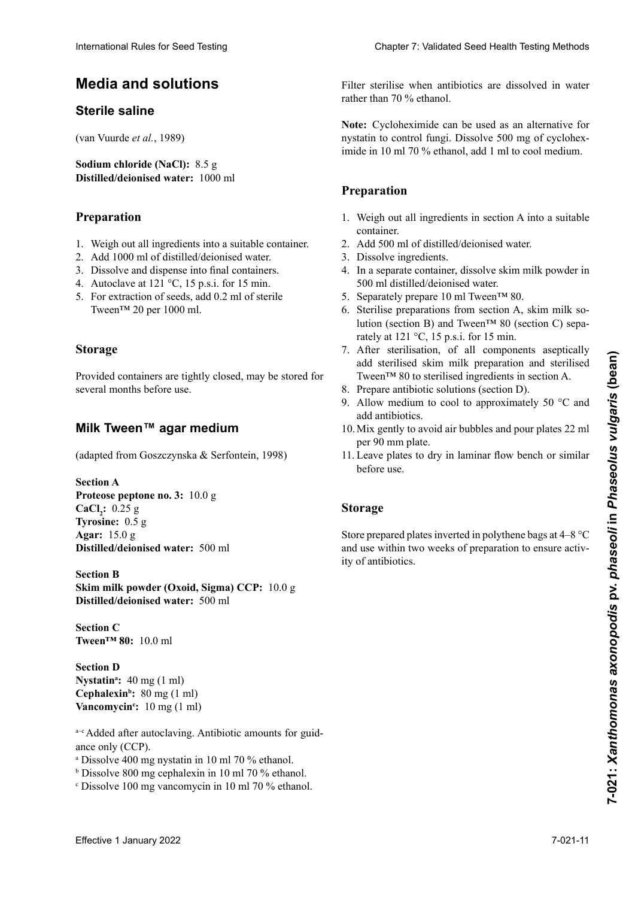# Media and solutions

## Sterile saline

(van Vuurde *et al.*, 1989)

**Sodium chloride (NaCl):** 8.5 g
**Distilled/deionised water:** 1000 ml

### Preparation

1. Weigh out all ingredients into a suitable container.
2. Add 1000 ml of distilled/deionised water.
3. Dissolve and dispense into final containers.
4. Autoclave at 121 °C, 15 p.s.i. for 15 min.
5. For extraction of seeds, add 0.2 ml of sterile Tween™ 20 per 1000 ml.

### Storage

Provided containers are tightly closed, may be stored for several months before use.

## Milk Tween™ agar medium

(adapted from Goszczynska & Serfontein, 1998)

**Section A**
**Proteose peptone no. 3:** 10.0 g
**$CaCl_2$:** 0.25 g
**Tyrosine:** 0.5 g
**Agar:** 15.0 g
**Distilled/deionised water:** 500 ml

**Section B**
**Skim milk powder (Oxoid, Sigma) CCP:** 10.0 g
**Distilled/deionised water:** 500 ml

**Section C**
**Tween™ 80:** 10.0 ml

**Section D**
**Nystatin[a]:** 40 mg (1 ml)
**Cephalexin[b]:** 80 mg (1 ml)
**Vancomycin[c]:** 10 mg (1 ml)

[a–c] Added after autoclaving. Antibiotic amounts for guidance only (CCP).
[a] Dissolve 400 mg nystatin in 10 ml 70 % ethanol.
[b] Dissolve 800 mg cephalexin in 10 ml 70 % ethanol.
[c] Dissolve 100 mg vancomycin in 10 ml 70 % ethanol.

Filter sterilise when antibiotics are dissolved in water rather than 70 % ethanol.

**Note:** Cycloheximide can be used as an alternative for nystatin to control fungi. Dissolve 500 mg of cycloheximide in 10 ml 70 % ethanol, add 1 ml to cool medium.

### Preparation

1. Weigh out all ingredients in section A into a suitable container.
2. Add 500 ml of distilled/deionised water.
3. Dissolve ingredients.
4. In a separate container, dissolve skim milk powder in 500 ml distilled/deionised water.
5. Separately prepare 10 ml Tween™ 80.
6. Sterilise preparations from section A, skim milk solution (section B) and Tween™ 80 (section C) separately at 121 °C, 15 p.s.i. for 15 min.
7. After sterilisation, of all components aseptically add sterilised skim milk preparation and sterilised Tween™ 80 to sterilised ingredients in section A.
8. Prepare antibiotic solutions (section D).
9. Allow medium to cool to approximately 50 °C and add antibiotics.
10. Mix gently to avoid air bubbles and pour plates 22 ml per 90 mm plate.
11. Leave plates to dry in laminar flow bench or similar before use.

### Storage

Store prepared plates inverted in polythene bags at 4–8 °C and use within two weeks of preparation to ensure activity of antibiotics.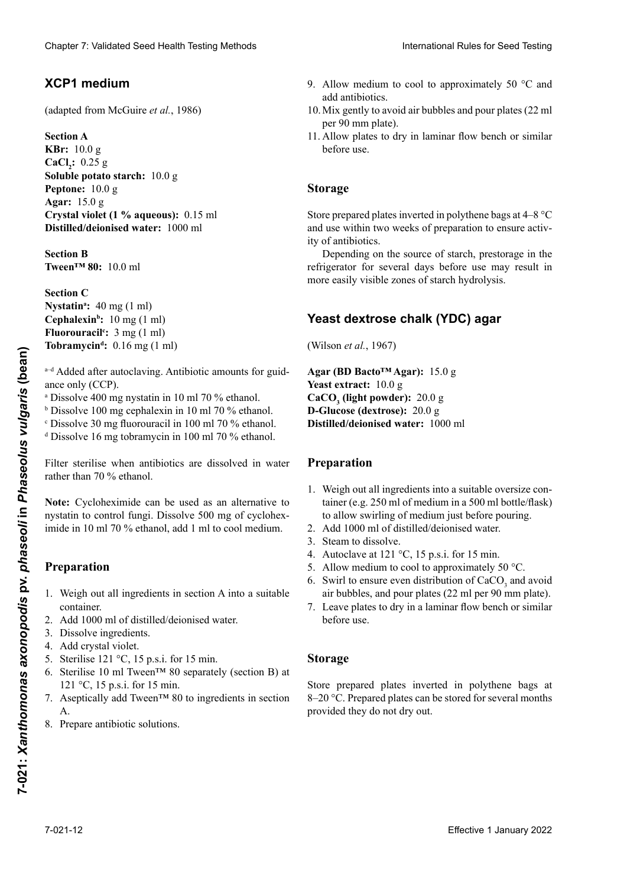## XCP1 medium

(adapted from McGuire *et al.*, 1986)

**Section A**
**KBr:** 10.0 g
**$CaCl_2$:** 0.25 g
**Soluble potato starch:** 10.0 g
**Peptone:** 10.0 g
**Agar:** 15.0 g
**Crystal violet (1 % aqueous):** 0.15 ml
**Distilled/deionised water:** 1000 ml

**Section B**
**Tween™ 80:** 10.0 ml

**Section C**
**Nystatin[a]:** 40 mg (1 ml)
**Cephalexin[b]:** 10 mg (1 ml)
**Fluorouracil[c]:** 3 mg (1 ml)
**Tobramycin[d]:** 0.16 mg (1 ml)

[a–d] Added after autoclaving. Antibiotic amounts for guidance only (CCP).
[a] Dissolve 400 mg nystatin in 10 ml 70 % ethanol.
[b] Dissolve 100 mg cephalexin in 10 ml 70 % ethanol.
[c] Dissolve 30 mg fluorouracil in 100 ml 70 % ethanol.
[d] Dissolve 16 mg tobramycin in 100 ml 70 % ethanol.

Filter sterilise when antibiotics are dissolved in water rather than 70 % ethanol.

**Note:** Cycloheximide can be used as an alternative to nystatin to control fungi. Dissolve 500 mg of cycloheximide in 10 ml 70 % ethanol, add 1 ml to cool medium.

### Preparation

1. Weigh out all ingredients in section A into a suitable container.
2. Add 1000 ml of distilled/deionised water.
3. Dissolve ingredients.
4. Add crystal violet.
5. Sterilise 121 °C, 15 p.s.i. for 15 min.
6. Sterilise 10 ml Tween™ 80 separately (section B) at 121 °C, 15 p.s.i. for 15 min.
7. Aseptically add Tween™ 80 to ingredients in section A.
8. Prepare antibiotic solutions.
9. Allow medium to cool to approximately 50 °C and add antibiotics.
10. Mix gently to avoid air bubbles and pour plates (22 ml per 90 mm plate).
11. Allow plates to dry in laminar flow bench or similar before use.

### Storage

Store prepared plates inverted in polythene bags at 4–8 °C and use within two weeks of preparation to ensure activity of antibiotics.

Depending on the source of starch, prestorage in the refrigerator for several days before use may result in more easily visible zones of starch hydrolysis.

## Yeast dextrose chalk (YDC) agar

(Wilson *et al.*, 1967)

**Agar (BD Bacto™ Agar):** 15.0 g
**Yeast extract:** 10.0 g
**$CaCO_3$ (light powder):** 20.0 g
**D-Glucose (dextrose):** 20.0 g
**Distilled/deionised water:** 1000 ml

### Preparation

1. Weigh out all ingredients into a suitable oversize container (e.g. 250 ml of medium in a 500 ml bottle/flask) to allow swirling of medium just before pouring.
2. Add 1000 ml of distilled/deionised water.
3. Steam to dissolve.
4. Autoclave at 121 °C, 15 p.s.i. for 15 min.
5. Allow medium to cool to approximately 50 °C.
6. Swirl to ensure even distribution of $CaCO_3$ and avoid air bubbles, and pour plates (22 ml per 90 mm plate).
7. Leave plates to dry in a laminar flow bench or similar before use.

### Storage

Store prepared plates inverted in polythene bags at 8–20 °C. Prepared plates can be stored for several months provided they do not dry out.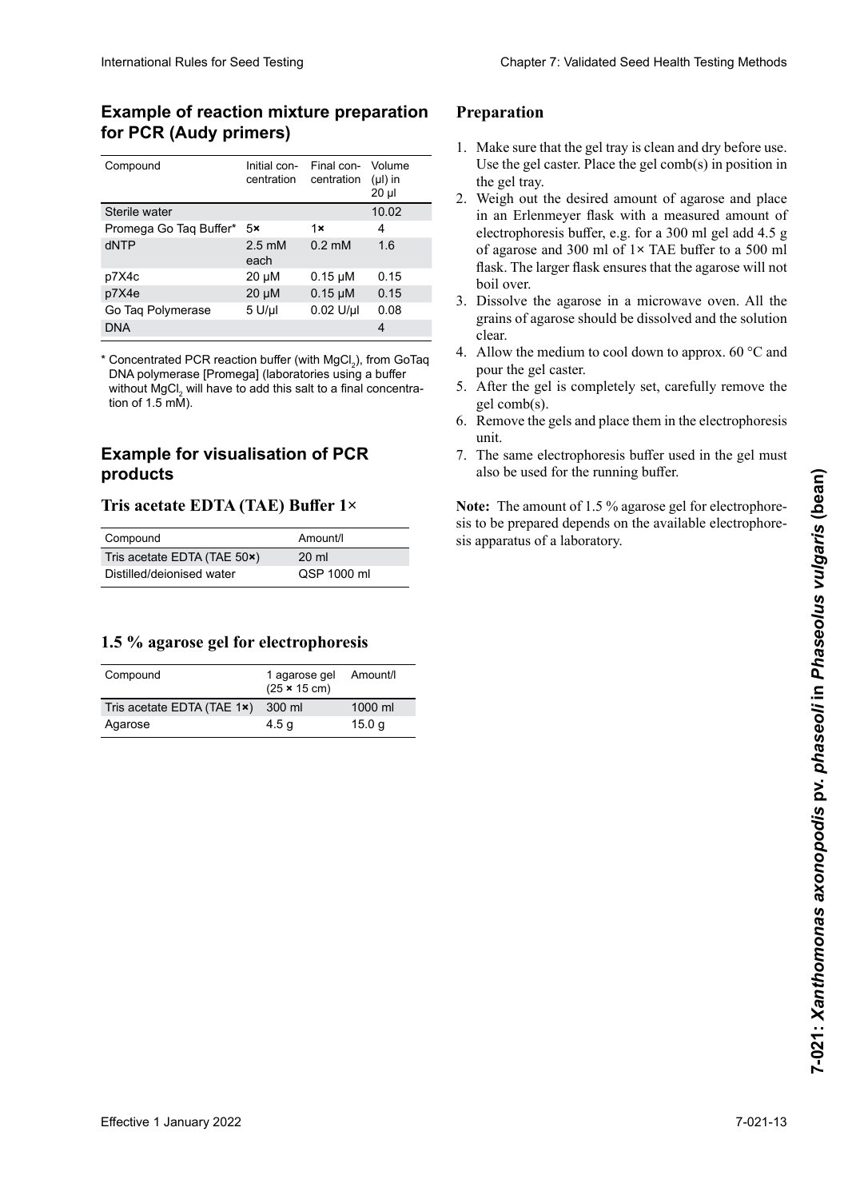## Example of reaction mixture preparation for PCR (Audy primers)

| Compound | Initial concentration | Final concentration | Volume (µl) in 20 µl |
|---|---|---|---|
| Sterile water | | | 10.02 |
| Promega Go Taq Buffer* | 5× | 1× | 4 |
| dNTP | 2.5 mM each | 0.2 mM | 1.6 |
| p7X4c | 20 µM | 0.15 µM | 0.15 |
| p7X4e | 20 µM | 0.15 µM | 0.15 |
| Go Taq Polymerase | 5 U/µl | 0.02 U/µl | 0.08 |
| DNA | | | 4 |

* Concentrated PCR reaction buffer (with $MgCl_2$), from GoTaq DNA polymerase [Promega] (laboratories using a buffer without $MgCl_2$ will have to add this salt to a final concentration of 1.5 mM).

## Example for visualisation of PCR products

### Tris acetate EDTA (TAE) Buffer 1×

| Compound | Amount/l |
|---|---|
| Tris acetate EDTA (TAE 50×) | 20 ml |
| Distilled/deionised water | QSP 1000 ml |

### 1.5 % agarose gel for electrophoresis

| Compound | 1 agarose gel (25 × 15 cm) | Amount/l |
|---|---|---|
| Tris acetate EDTA (TAE 1×) | 300 ml | 1000 ml |
| Agarose | 4.5 g | 15.0 g |

### Preparation

1. Make sure that the gel tray is clean and dry before use. Use the gel caster. Place the gel comb(s) in position in the gel tray.
2. Weigh out the desired amount of agarose and place in an Erlenmeyer flask with a measured amount of electrophoresis buffer, e.g. for a 300 ml gel add 4.5 g of agarose and 300 ml of 1× TAE buffer to a 500 ml flask. The larger flask ensures that the agarose will not boil over.
3. Dissolve the agarose in a microwave oven. All the grains of agarose should be dissolved and the solution clear.
4. Allow the medium to cool down to approx. 60 °C and pour the gel caster.
5. After the gel is completely set, carefully remove the gel comb(s).
6. Remove the gels and place them in the electrophoresis unit.
7. The same electrophoresis buffer used in the gel must also be used for the running buffer.

**Note:** The amount of 1.5 % agarose gel for electrophoresis to be prepared depends on the available electrophoresis apparatus of a laboratory.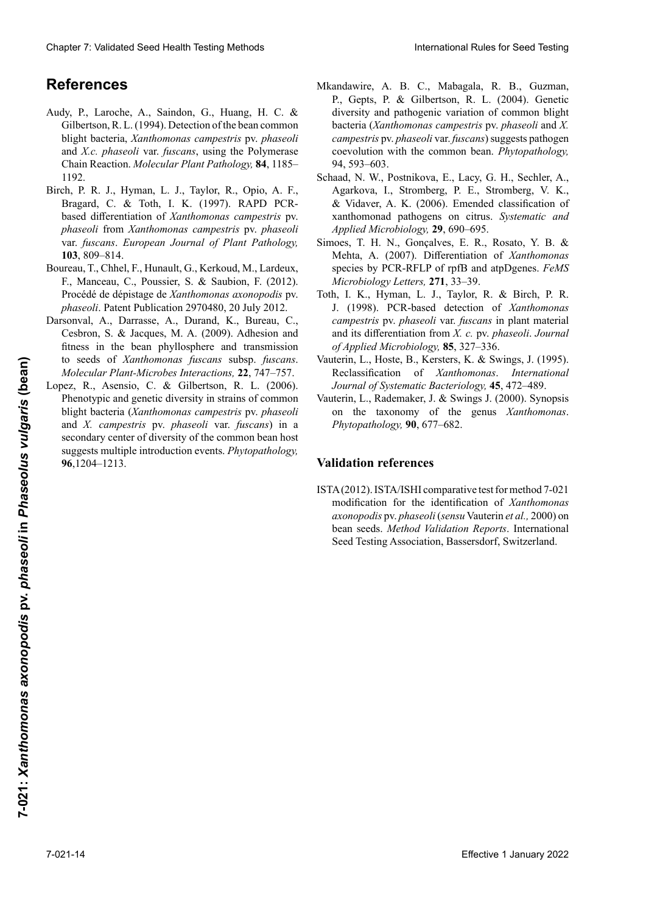# References

Audy, P., Laroche, A., Saindon, G., Huang, H. C. & Gilbertson, R. L. (1994). Detection of the bean common blight bacteria, *Xanthomonas campestris* pv. *phaseoli* and *X.c. phaseoli* var. *fuscans*, using the Polymerase Chain Reaction. *Molecular Plant Pathology,* **84**, 1185–1192.

Birch, P. R. J., Hyman, L. J., Taylor, R., Opio, A. F., Bragard, C. & Toth, I. K. (1997). RAPD PCR-based differentiation of *Xanthomonas campestris* pv. *phaseoli* from *Xanthomonas campestris* pv. *phaseoli* var. *fuscans*. *European Journal of Plant Pathology,* **103**, 809–814.

Boureau, T., Chhel, F., Hunault, G., Kerkoud, M., Lardeux, F., Manceau, C., Poussier, S. & Saubion, F. (2012). Procédé de dépistage de *Xanthomonas axonopodis* pv. *phaseoli*. Patent Publication 2970480, 20 July 2012.

Darsonval, A., Darrasse, A., Durand, K., Bureau, C., Cesbron, S. & Jacques, M. A. (2009). Adhesion and fitness in the bean phyllosphere and transmission to seeds of *Xanthomonas fuscans* subsp. *fuscans*. *Molecular Plant-Microbes Interactions,* **22**, 747–757.

Lopez, R., Asensio, C. & Gilbertson, R. L. (2006). Phenotypic and genetic diversity in strains of common blight bacteria (*Xanthomonas campestris* pv. *phaseoli* and *X. campestris* pv. *phaseoli* var. *fuscans*) in a secondary center of diversity of the common bean host suggests multiple introduction events. *Phytopathology,* **96**,1204–1213.

Mkandawire, A. B. C., Mabagala, R. B., Guzman, P., Gepts, P. & Gilbertson, R. L. (2004). Genetic diversity and pathogenic variation of common blight bacteria (*Xanthomonas campestris* pv. *phaseoli* and *X. campestris* pv. *phaseoli* var. *fuscans*) suggests pathogen coevolution with the common bean. *Phytopathology,* 94, 593–603.

Schaad, N. W., Postnikova, E., Lacy, G. H., Sechler, A., Agarkova, I., Stromberg, P. E., Stromberg, V. K., & Vidaver, A. K. (2006). Emended classification of xanthomonad pathogens on citrus. *Systematic and Applied Microbiology,* **29**, 690–695.

Simoes, T. H. N., Gonçalves, E. R., Rosato, Y. B. & Mehta, A. (2007). Differentiation of *Xanthomonas* species by PCR-RFLP of rpfB and atpDgenes. *FeMS Microbiology Letters,* **271**, 33–39.

Toth, I. K., Hyman, L. J., Taylor, R. & Birch, P. R. J. (1998). PCR-based detection of *Xanthomonas campestris* pv. *phaseoli* var. *fuscans* in plant material and its differentiation from *X. c.* pv. *phaseoli*. *Journal of Applied Microbiology,* **85**, 327–336.

Vauterin, L., Hoste, B., Kersters, K. & Swings, J. (1995). Reclassification of *Xanthomonas*. *International Journal of Systematic Bacteriology,* **45**, 472–489.

Vauterin, L., Rademaker, J. & Swings J. (2000). Synopsis on the taxonomy of the genus *Xanthomonas*. *Phytopathology,* **90**, 677–682.

## Validation references

ISTA (2012). ISTA/ISHI comparative test for method 7-021 modification for the identification of *Xanthomonas axonopodis* pv. *phaseoli* (*sensu* Vauterin *et al.,* 2000) on bean seeds. *Method Validation Reports*. International Seed Testing Association, Bassersdorf, Switzerland.